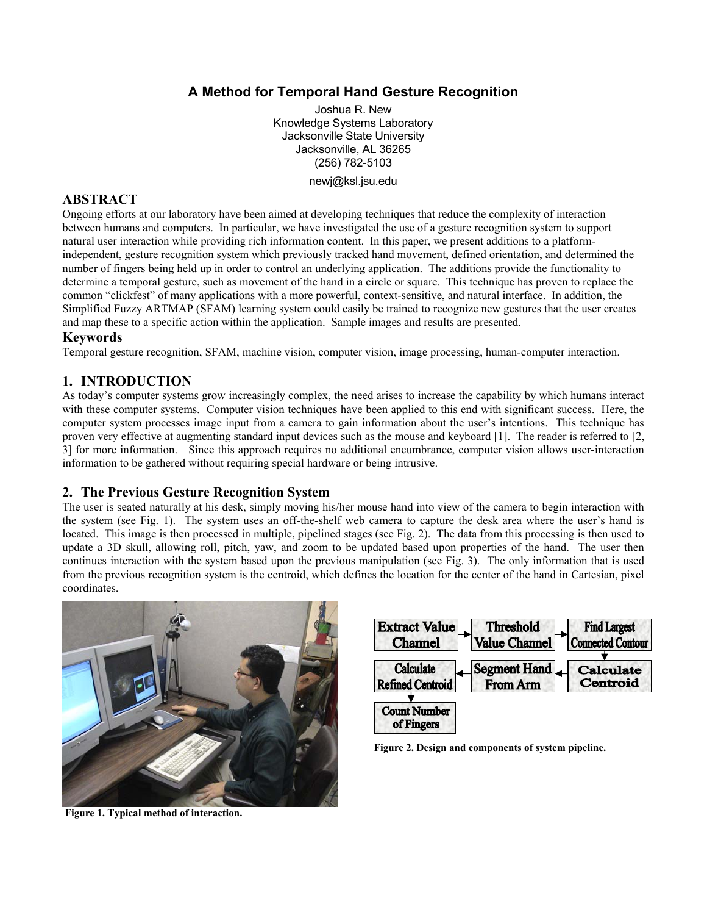# A Method for Temporal Hand Gesture Recognition

Joshua R. New
Knowledge Systems Laboratory
Jacksonville State University
Jacksonville, AL 36265
(256) 782-5103

newj@ksl.jsu.edu

## ABSTRACT

Ongoing efforts at our laboratory have been aimed at developing techniques that reduce the complexity of interaction between humans and computers. In particular, we have investigated the use of a gesture recognition system to support natural user interaction while providing rich information content. In this paper, we present additions to a platform-independent, gesture recognition system which previously tracked hand movement, defined orientation, and determined the number of fingers being held up in order to control an underlying application. The additions provide the functionality to determine a temporal gesture, such as movement of the hand in a circle or square. This technique has proven to replace the common "clickfest" of many applications with a more powerful, context-sensitive, and natural interface. In addition, the Simplified Fuzzy ARTMAP (SFAM) learning system could easily be trained to recognize new gestures that the user creates and map these to a specific action within the application. Sample images and results are presented.

## Keywords

Temporal gesture recognition, SFAM, machine vision, computer vision, image processing, human-computer interaction.

## 1. INTRODUCTION

As today's computer systems grow increasingly complex, the need arises to increase the capability by which humans interact with these computer systems. Computer vision techniques have been applied to this end with significant success. Here, the computer system processes image input from a camera to gain information about the user's intentions. This technique has proven very effective at augmenting standard input devices such as the mouse and keyboard [1]. The reader is referred to [2, 3] for more information. Since this approach requires no additional encumbrance, computer vision allows user-interaction information to be gathered without requiring special hardware or being intrusive.

## 2. The Previous Gesture Recognition System

The user is seated naturally at his desk, simply moving his/her mouse hand into view of the camera to begin interaction with the system (see Fig. 1). The system uses an off-the-shelf web camera to capture the desk area where the user's hand is located. This image is then processed in multiple, pipelined stages (see Fig. 2). The data from this processing is then used to update a 3D skull, allowing roll, pitch, yaw, and zoom to be updated based upon properties of the hand. The user then continues interaction with the system based upon the previous manipulation (see Fig. 3). The only information that is used from the previous recognition system is the centroid, which defines the location for the center of the hand in Cartesian, pixel coordinates.

**Figure 1. Typical method of interaction.**

Extract Value Channel → Threshold Value Channel → Find Largest Connected Contour → Calculate Centroid → Segment Hand From Arm → Calculate Refined Centroid → Count Number of Fingers

**Figure 2. Design and components of system pipeline.**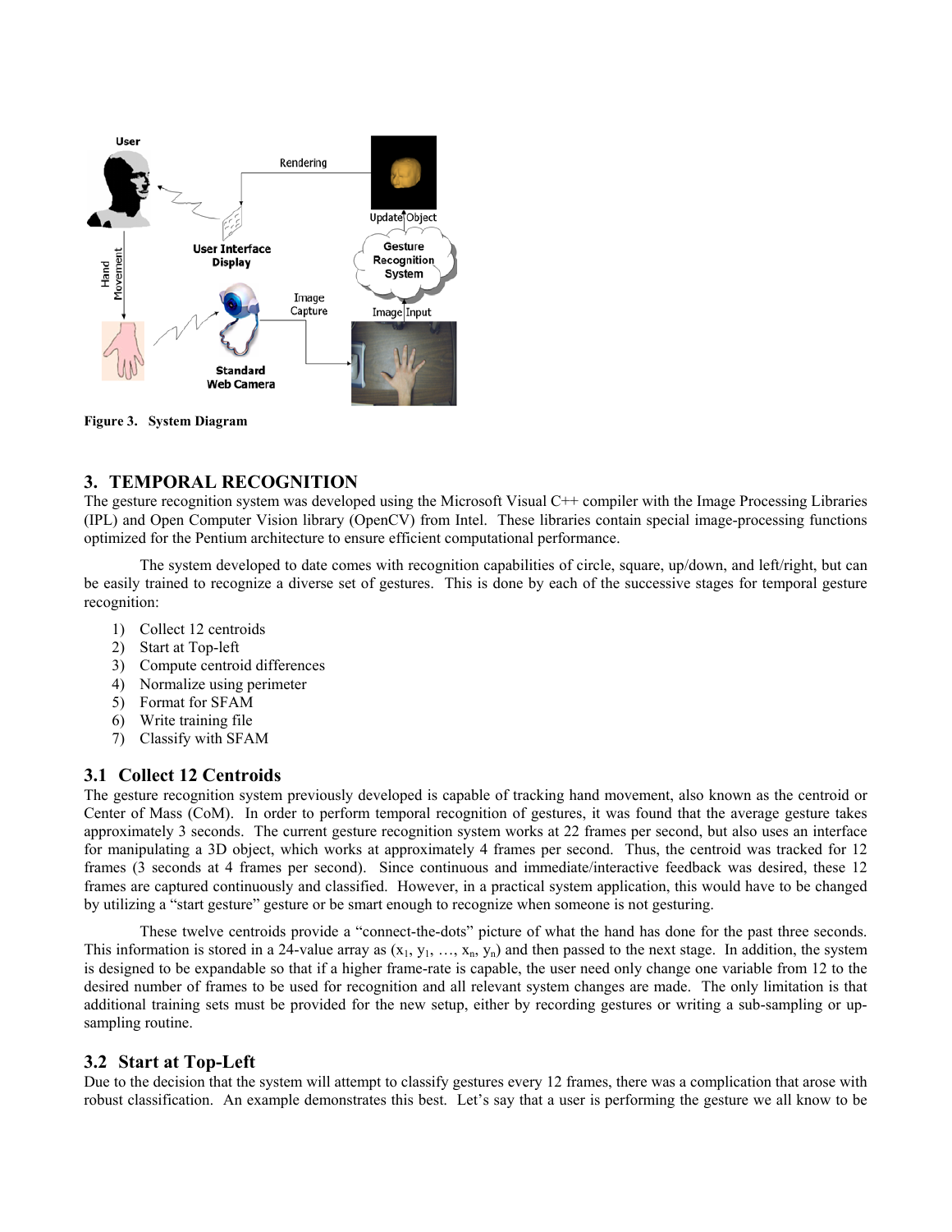Figure 3. System Diagram

## 3. TEMPORAL RECOGNITION

The gesture recognition system was developed using the Microsoft Visual C++ compiler with the Image Processing Libraries (IPL) and Open Computer Vision library (OpenCV) from Intel. These libraries contain special image-processing functions optimized for the Pentium architecture to ensure efficient computational performance.

The system developed to date comes with recognition capabilities of circle, square, up/down, and left/right, but can be easily trained to recognize a diverse set of gestures. This is done by each of the successive stages for temporal gesture recognition:

1) Collect 12 centroids
2) Start at Top-left
3) Compute centroid differences
4) Normalize using perimeter
5) Format for SFAM
6) Write training file
7) Classify with SFAM

### 3.1 Collect 12 Centroids

The gesture recognition system previously developed is capable of tracking hand movement, also known as the centroid or Center of Mass (CoM). In order to perform temporal recognition of gestures, it was found that the average gesture takes approximately 3 seconds. The current gesture recognition system works at 22 frames per second, but also uses an interface for manipulating a 3D object, which works at approximately 4 frames per second. Thus, the centroid was tracked for 12 frames (3 seconds at 4 frames per second). Since continuous and immediate/interactive feedback was desired, these 12 frames are captured continuously and classified. However, in a practical system application, this would have to be changed by utilizing a "start gesture" gesture or be smart enough to recognize when someone is not gesturing.

These twelve centroids provide a "connect-the-dots" picture of what the hand has done for the past three seconds. This information is stored in a 24-value array as $(x_1, y_1, \ldots, x_n, y_n)$ and then passed to the next stage. In addition, the system is designed to be expandable so that if a higher frame-rate is capable, the user need only change one variable from 12 to the desired number of frames to be used for recognition and all relevant system changes are made. The only limitation is that additional training sets must be provided for the new setup, either by recording gestures or writing a sub-sampling or up-sampling routine.

### 3.2 Start at Top-Left

Due to the decision that the system will attempt to classify gestures every 12 frames, there was a complication that arose with robust classification. An example demonstrates this best. Let's say that a user is performing the gesture we all know to be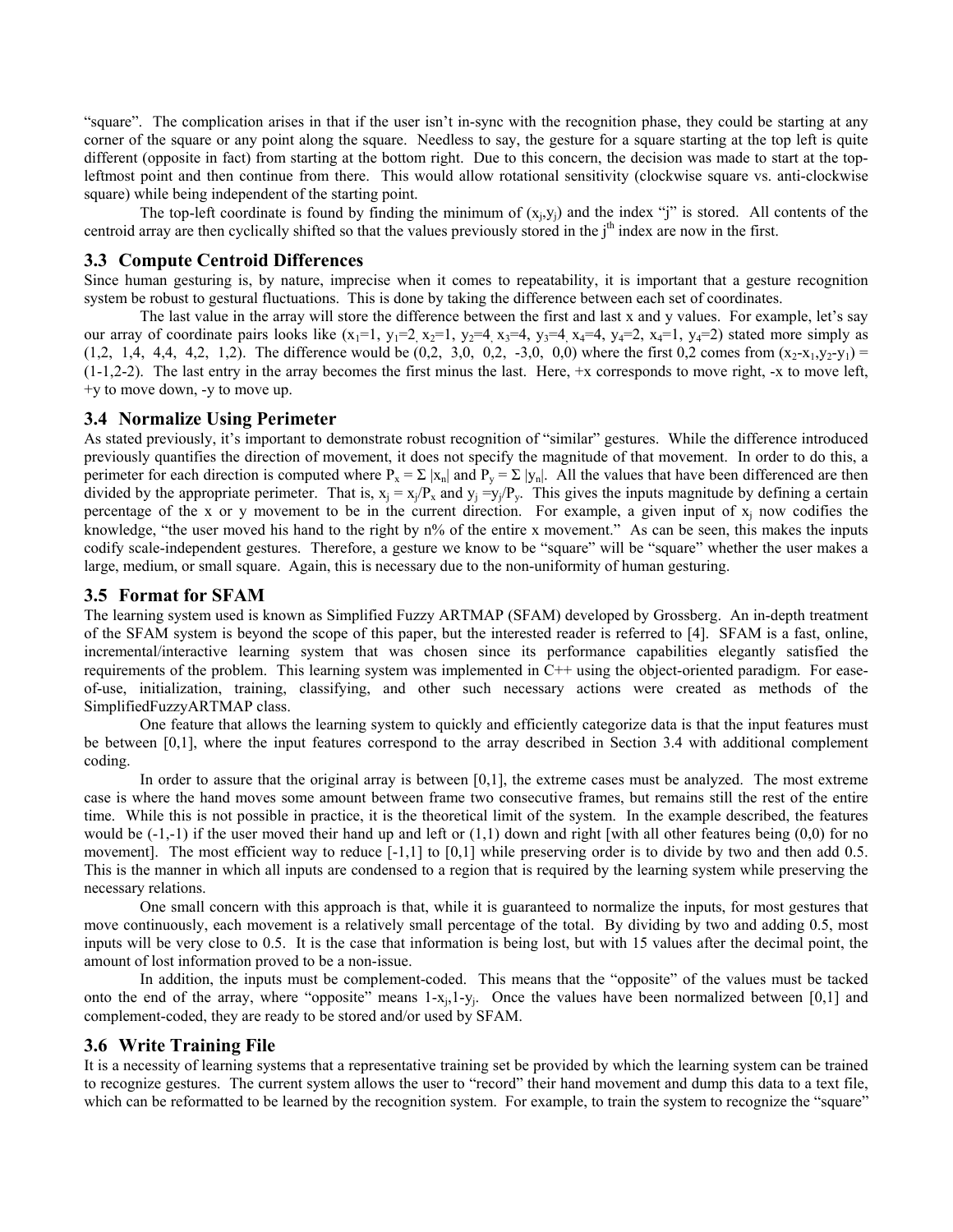"square". The complication arises in that if the user isn't in-sync with the recognition phase, they could be starting at any corner of the square or any point along the square. Needless to say, the gesture for a square starting at the top left is quite different (opposite in fact) from starting at the bottom right. Due to this concern, the decision was made to start at the top-leftmost point and then continue from there. This would allow rotational sensitivity (clockwise square vs. anti-clockwise square) while being independent of the starting point.

The top-left coordinate is found by finding the minimum of $(x_j,y_j)$ and the index "j" is stored. All contents of the centroid array are then cyclically shifted so that the values previously stored in the $j^{th}$ index are now in the first.

### 3.3 Compute Centroid Differences

Since human gesturing is, by nature, imprecise when it comes to repeatability, it is important that a gesture recognition system be robust to gestural fluctuations. This is done by taking the difference between each set of coordinates.

The last value in the array will store the difference between the first and last x and y values. For example, let's say our array of coordinate pairs looks like ($x_1$=1, $y_1$=2, $x_2$=1, $y_2$=4, $x_3$=4, $y_3$=4, $x_4$=4, $y_4$=2, $x_4$=1, $y_4$=2) stated more simply as (1,2, 1,4, 4,4, 4,2, 1,2). The difference would be (0,2, 3,0, 0,2, -3,0, 0,0) where the first 0,2 comes from $(x_2-x_1,y_2-y_1)$ = (1-1,2-2). The last entry in the array becomes the first minus the last. Here, +x corresponds to move right, -x to move left, +y to move down, -y to move up.

### 3.4 Normalize Using Perimeter

As stated previously, it's important to demonstrate robust recognition of "similar" gestures. While the difference introduced previously quantifies the direction of movement, it does not specify the magnitude of that movement. In order to do this, a perimeter for each direction is computed where $P_x = \Sigma\,|x_n|$ and $P_y = \Sigma\,|y_n|$. All the values that have been differenced are then divided by the appropriate perimeter. That is, $x_j = x_j/P_x$ and $y_j = y_j/P_y$. This gives the inputs magnitude by defining a certain percentage of the x or y movement to be in the current direction. For example, a given input of $x_j$ now codifies the knowledge, "the user moved his hand to the right by n% of the entire x movement." As can be seen, this makes the inputs codify scale-independent gestures. Therefore, a gesture we know to be "square" will be "square" whether the user makes a large, medium, or small square. Again, this is necessary due to the non-uniformity of human gesturing.

### 3.5 Format for SFAM

The learning system used is known as Simplified Fuzzy ARTMAP (SFAM) developed by Grossberg. An in-depth treatment of the SFAM system is beyond the scope of this paper, but the interested reader is referred to [4]. SFAM is a fast, online, incremental/interactive learning system that was chosen since its performance capabilities elegantly satisfied the requirements of the problem. This learning system was implemented in C++ using the object-oriented paradigm. For ease-of-use, initialization, training, classifying, and other such necessary actions were created as methods of the SimplifiedFuzzyARTMAP class.

One feature that allows the learning system to quickly and efficiently categorize data is that the input features must be between [0,1], where the input features correspond to the array described in Section 3.4 with additional complement coding.

In order to assure that the original array is between [0,1], the extreme cases must be analyzed. The most extreme case is where the hand moves some amount between frame two consecutive frames, but remains still the rest of the entire time. While this is not possible in practice, it is the theoretical limit of the system. In the example described, the features would be (-1,-1) if the user moved their hand up and left or (1,1) down and right [with all other features being (0,0) for no movement]. The most efficient way to reduce [-1,1] to [0,1] while preserving order is to divide by two and then add 0.5. This is the manner in which all inputs are condensed to a region that is required by the learning system while preserving the necessary relations.

One small concern with this approach is that, while it is guaranteed to normalize the inputs, for most gestures that move continuously, each movement is a relatively small percentage of the total. By dividing by two and adding 0.5, most inputs will be very close to 0.5. It is the case that information is being lost, but with 15 values after the decimal point, the amount of lost information proved to be a non-issue.

In addition, the inputs must be complement-coded. This means that the "opposite" of the values must be tacked onto the end of the array, where "opposite" means $1-x_j,1-y_j$. Once the values have been normalized between [0,1] and complement-coded, they are ready to be stored and/or used by SFAM.

### 3.6 Write Training File

It is a necessity of learning systems that a representative training set be provided by which the learning system can be trained to recognize gestures. The current system allows the user to "record" their hand movement and dump this data to a text file, which can be reformatted to be learned by the recognition system. For example, to train the system to recognize the "square"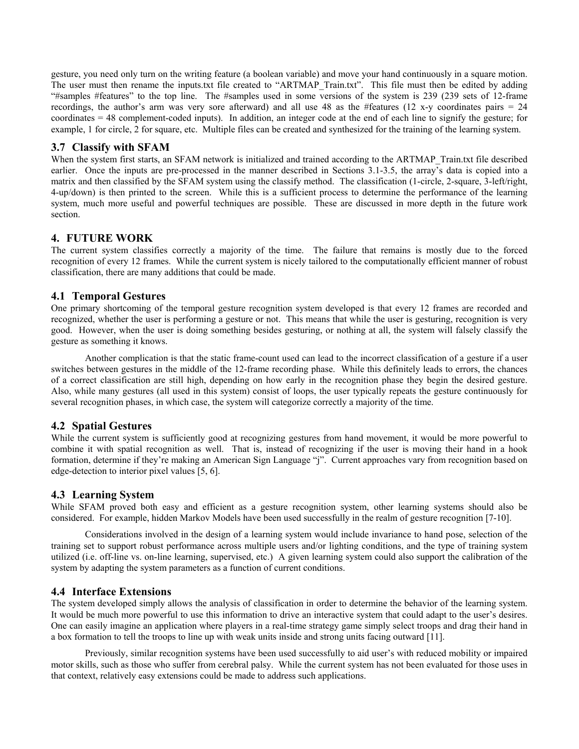gesture, you need only turn on the writing feature (a boolean variable) and move your hand continuously in a square motion. The user must then rename the inputs.txt file created to "ARTMAP_Train.txt". This file must then be edited by adding "#samples #features" to the top line. The #samples used in some versions of the system is 239 (239 sets of 12-frame recordings, the author's arm was very sore afterward) and all use 48 as the #features (12 x-y coordinates pairs = 24 coordinates = 48 complement-coded inputs). In addition, an integer code at the end of each line to signify the gesture; for example, 1 for circle, 2 for square, etc. Multiple files can be created and synthesized for the training of the learning system.

### 3.7 Classify with SFAM

When the system first starts, an SFAM network is initialized and trained according to the ARTMAP_Train.txt file described earlier. Once the inputs are pre-processed in the manner described in Sections 3.1-3.5, the array's data is copied into a matrix and then classified by the SFAM system using the classify method. The classification (1-circle, 2-square, 3-left/right, 4-up/down) is then printed to the screen. While this is a sufficient process to determine the performance of the learning system, much more useful and powerful techniques are possible. These are discussed in more depth in the future work section.

## 4. FUTURE WORK

The current system classifies correctly a majority of the time. The failure that remains is mostly due to the forced recognition of every 12 frames. While the current system is nicely tailored to the computationally efficient manner of robust classification, there are many additions that could be made.

### 4.1 Temporal Gestures

One primary shortcoming of the temporal gesture recognition system developed is that every 12 frames are recorded and recognized, whether the user is performing a gesture or not. This means that while the user is gesturing, recognition is very good. However, when the user is doing something besides gesturing, or nothing at all, the system will falsely classify the gesture as something it knows.

Another complication is that the static frame-count used can lead to the incorrect classification of a gesture if a user switches between gestures in the middle of the 12-frame recording phase. While this definitely leads to errors, the chances of a correct classification are still high, depending on how early in the recognition phase they begin the desired gesture. Also, while many gestures (all used in this system) consist of loops, the user typically repeats the gesture continuously for several recognition phases, in which case, the system will categorize correctly a majority of the time.

### 4.2 Spatial Gestures

While the current system is sufficiently good at recognizing gestures from hand movement, it would be more powerful to combine it with spatial recognition as well. That is, instead of recognizing if the user is moving their hand in a hook formation, determine if they're making an American Sign Language "j". Current approaches vary from recognition based on edge-detection to interior pixel values [5, 6].

### 4.3 Learning System

While SFAM proved both easy and efficient as a gesture recognition system, other learning systems should also be considered. For example, hidden Markov Models have been used successfully in the realm of gesture recognition [7-10].

Considerations involved in the design of a learning system would include invariance to hand pose, selection of the training set to support robust performance across multiple users and/or lighting conditions, and the type of training system utilized (i.e. off-line vs. on-line learning, supervised, etc.) A given learning system could also support the calibration of the system by adapting the system parameters as a function of current conditions.

### 4.4 Interface Extensions

The system developed simply allows the analysis of classification in order to determine the behavior of the learning system. It would be much more powerful to use this information to drive an interactive system that could adapt to the user's desires. One can easily imagine an application where players in a real-time strategy game simply select troops and drag their hand in a box formation to tell the troops to line up with weak units inside and strong units facing outward [11].

Previously, similar recognition systems have been used successfully to aid user's with reduced mobility or impaired motor skills, such as those who suffer from cerebral palsy. While the current system has not been evaluated for those uses in that context, relatively easy extensions could be made to address such applications.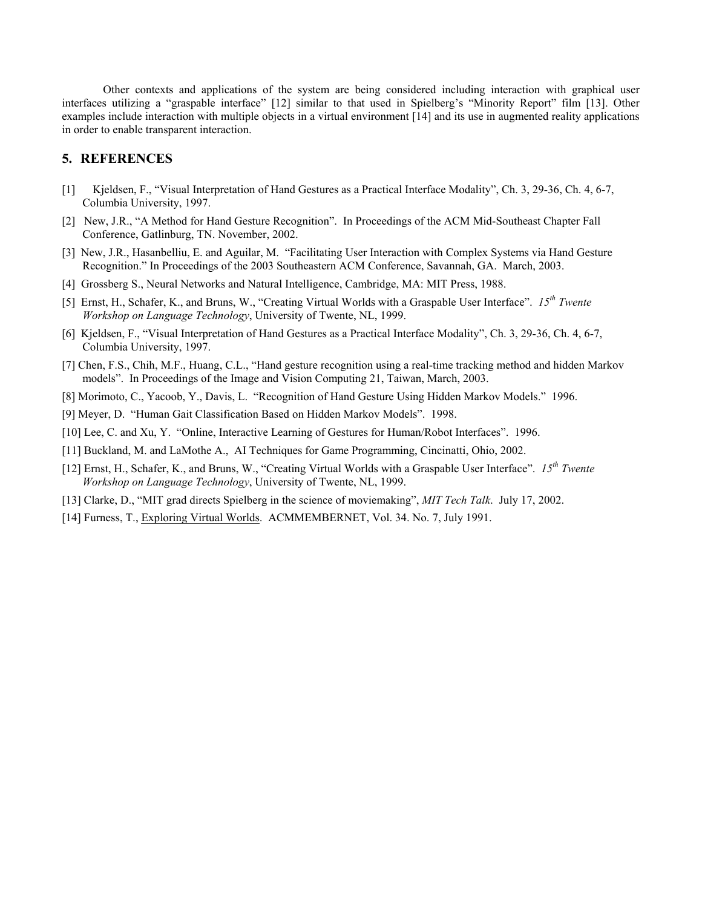Other contexts and applications of the system are being considered including interaction with graphical user interfaces utilizing a "graspable interface" [12] similar to that used in Spielberg's "Minority Report" film [13]. Other examples include interaction with multiple objects in a virtual environment [14] and its use in augmented reality applications in order to enable transparent interaction.

## 5. REFERENCES

[1] Kjeldsen, F., "Visual Interpretation of Hand Gestures as a Practical Interface Modality", Ch. 3, 29-36, Ch. 4, 6-7, Columbia University, 1997.

[2] New, J.R., "A Method for Hand Gesture Recognition". In Proceedings of the ACM Mid-Southeast Chapter Fall Conference, Gatlinburg, TN. November, 2002.

[3] New, J.R., Hasanbelliu, E. and Aguilar, M. "Facilitating User Interaction with Complex Systems via Hand Gesture Recognition." In Proceedings of the 2003 Southeastern ACM Conference, Savannah, GA. March, 2003.

[4] Grossberg S., Neural Networks and Natural Intelligence, Cambridge, MA: MIT Press, 1988.

[5] Ernst, H., Schafer, K., and Bruns, W., "Creating Virtual Worlds with a Graspable User Interface". *15th Twente Workshop on Language Technology*, University of Twente, NL, 1999.

[6] Kjeldsen, F., "Visual Interpretation of Hand Gestures as a Practical Interface Modality", Ch. 3, 29-36, Ch. 4, 6-7, Columbia University, 1997.

[7] Chen, F.S., Chih, M.F., Huang, C.L., "Hand gesture recognition using a real-time tracking method and hidden Markov models". In Proceedings of the Image and Vision Computing 21, Taiwan, March, 2003.

[8] Morimoto, C., Yacoob, Y., Davis, L. "Recognition of Hand Gesture Using Hidden Markov Models." 1996.

[9] Meyer, D. "Human Gait Classification Based on Hidden Markov Models". 1998.

[10] Lee, C. and Xu, Y. "Online, Interactive Learning of Gestures for Human/Robot Interfaces". 1996.

[11] Buckland, M. and LaMothe A., AI Techniques for Game Programming, Cincinatti, Ohio, 2002.

[12] Ernst, H., Schafer, K., and Bruns, W., "Creating Virtual Worlds with a Graspable User Interface". *15th Twente Workshop on Language Technology*, University of Twente, NL, 1999.

[13] Clarke, D., "MIT grad directs Spielberg in the science of moviemaking", *MIT Tech Talk*. July 17, 2002.

[14] Furness, T., Exploring Virtual Worlds. ACMMEMBERNET, Vol. 34. No. 7, July 1991.